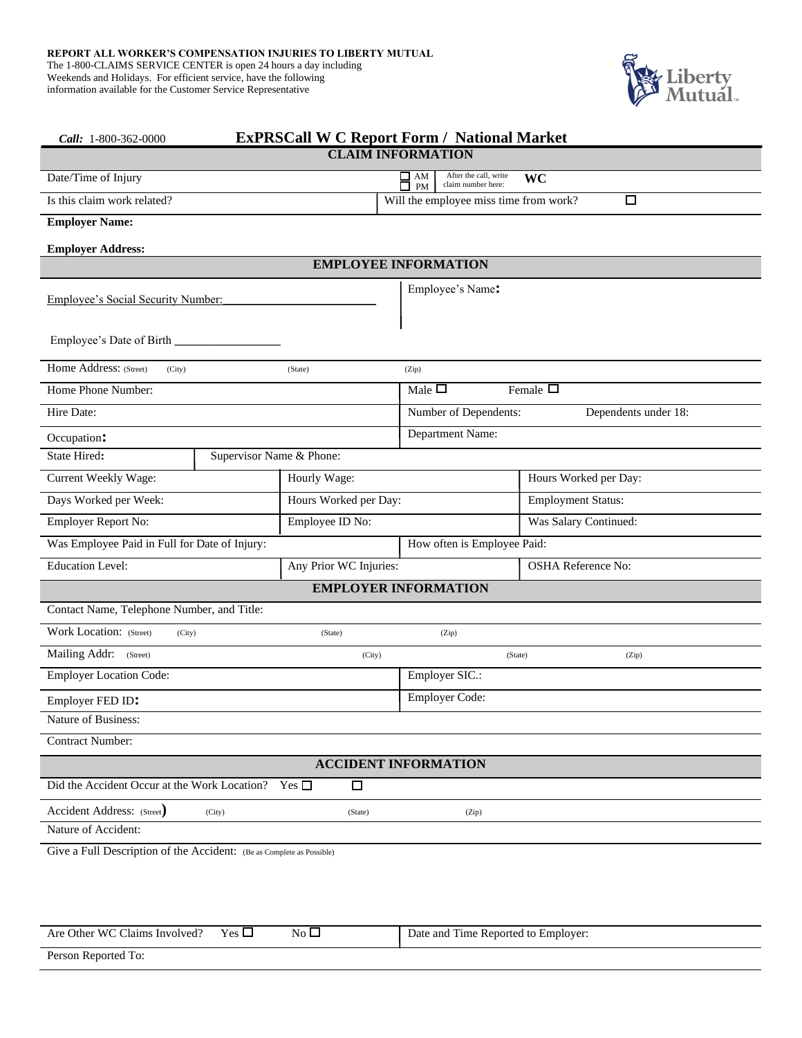**REPORT ALL WORKER'S COMPENSATION INJURIES TO LIBERTY MUTUAL**
The 1-800-CLAIMS SERVICE CENTER is open 24 hours a day including Weekends and Holidays. For efficient service, have the following information available for the Customer Service Representative

Liberty Mutual

***Call:*** 1-800-362-0000

# ExPRSCall W C Report Form / National Market

## CLAIM INFORMATION

| | | |
|---|---|---|
| Date/Time of Injury | ☐ AM ☐ PM | After the call, write claim number here: **WC** |
| Is this claim work related? | Will the employee miss time from work? ☐ | |

**Employer Name:**

**Employer Address:**

## EMPLOYEE INFORMATION

| | |
|---|---|
| Employee's Social Security Number:\_\_\_\_\_\_\_\_\_\_\_\_\_\_\_\_\_\_\_\_\_\_\_\_ | Employee's Name: |
| Employee's Date of Birth \_\_\_\_\_\_\_\_\_\_\_\_\_\_\_\_\_ | |

Home Address: (Street) (City) (State) (Zip)

| | | |
|---|---|---|
| Home Phone Number: | Male ☐ | Female ☐ |
| Hire Date: | Number of Dependents: | Dependents under 18: |
| Occupation: | Department Name: | |
| State Hired: | Supervisor Name & Phone: | |

| | | |
|---|---|---|
| Current Weekly Wage: | Hourly Wage: | Hours Worked per Day: |
| Days Worked per Week: | Hours Worked per Day: | Employment Status: |
| Employer Report No: | Employee ID No: | Was Salary Continued: |
| Was Employee Paid in Full for Date of Injury: | How often is Employee Paid: | |
| Education Level: | Any Prior WC Injuries: | OSHA Reference No: |

## EMPLOYER INFORMATION

Contact Name, Telephone Number, and Title:

Work Location: (Street) (City) (State) (Zip)

Mailing Addr: (Street) (City) (State) (Zip)

| | |
|---|---|
| Employer Location Code: | Employer SIC.: |
| Employer FED ID: | Employer Code: |

Nature of Business:

Contract Number:

## ACCIDENT INFORMATION

Did the Accident Occur at the Work Location? Yes ☐ ☐

Accident Address: (Street) (City) (State) (Zip)

Nature of Accident:

Give a Full Description of the Accident: (Be as Complete as Possible)

| | |
|---|---|
| Are Other WC Claims Involved? Yes ☐ No ☐ | Date and Time Reported to Employer: |

Person Reported To: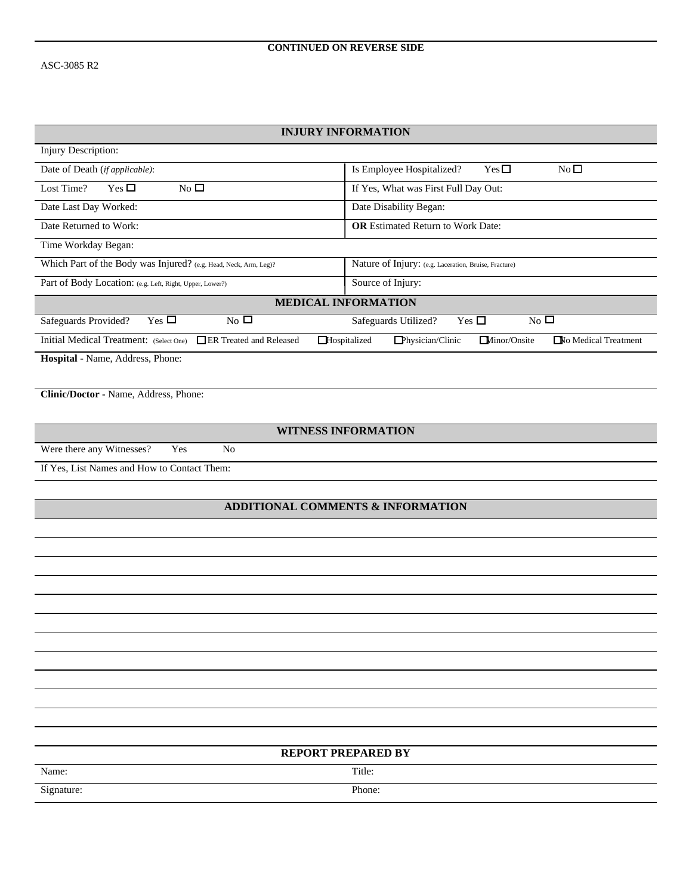**CONTINUED ON REVERSE SIDE**

ASC-3085 R2

## INJURY INFORMATION

Injury Description:

| | |
|---|---|
| Date of Death (*if applicable*): | Is Employee Hospitalized? Yes ☐ No ☐ |
| Lost Time? Yes ☐ No ☐ | If Yes, What was First Full Day Out: |
| Date Last Day Worked: | Date Disability Began: |
| Date Returned to Work: | **OR** Estimated Return to Work Date: |
| Time Workday Began: | |
| Which Part of the Body was Injured? (e.g. Head, Neck, Arm, Leg)? | Nature of Injury: (e.g. Laceration, Bruise, Fracture) |
| Part of Body Location: (e.g. Left, Right, Upper, Lower?) | Source of Injury: |

## MEDICAL INFORMATION

| | |
|---|---|
| Safeguards Provided? Yes ☐ No ☐ | Safeguards Utilized? Yes ☐ No ☐ |

Initial Medical Treatment: (Select One) ☐ ER Treated and Released ☐ Hospitalized ☐ Physician/Clinic ☐ Minor/Onsite ☐ No Medical Treatment

**Hospital** - Name, Address, Phone:

**Clinic/Doctor** - Name, Address, Phone:

## WITNESS INFORMATION

Were there any Witnesses? Yes No

If Yes, List Names and How to Contact Them:

## ADDITIONAL COMMENTS & INFORMATION

## REPORT PREPARED BY

| | |
|---|---|
| Name: | Title: |
| Signature: | Phone: |